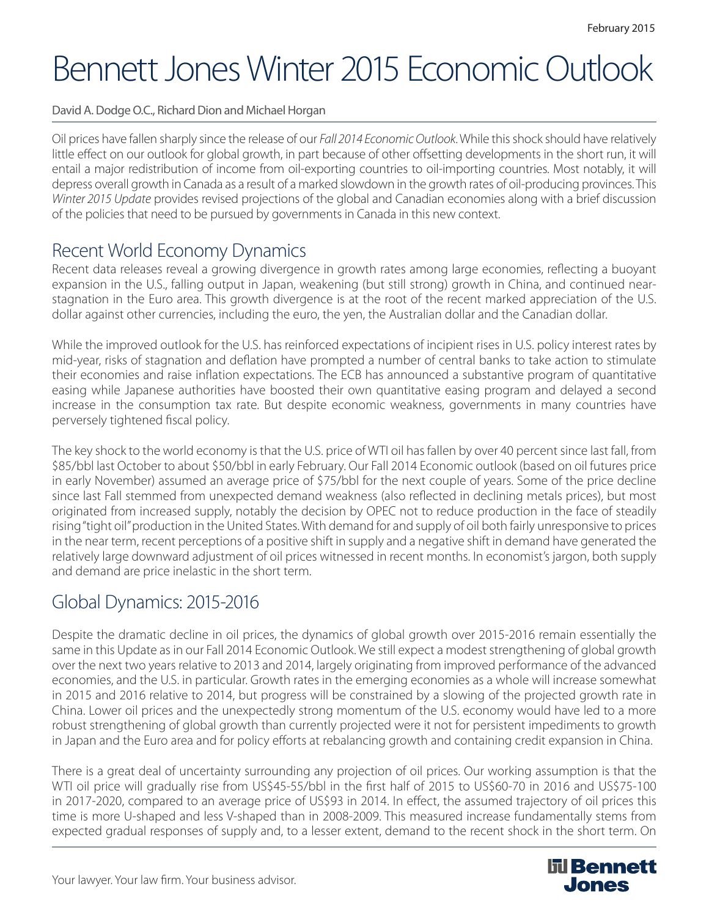# Bennett Jones Winter 2015 Economic Outlook

David A. Dodge O.C., Richard Dion and Michael Horgan

Oil prices have fallen sharply since the release of our *Fall 2014 Economic Outlook*. While this shock should have relatively little effect on our outlook for global growth, in part because of other offsetting developments in the short run, it will entail a major redistribution of income from oil-exporting countries to oil-importing countries. Most notably, it will depress overall growth in Canada as a result of a marked slowdown in the growth rates of oil-producing provinces. This *Winter 2015 Update* provides revised projections of the global and Canadian economies along with a brief discussion of the policies that need to be pursued by governments in Canada in this new context.

## Recent World Economy Dynamics

Recent data releases reveal a growing divergence in growth rates among large economies, reflecting a buoyant expansion in the U.S., falling output in Japan, weakening (but still strong) growth in China, and continued near-stagnation in the Euro area. This growth divergence is at the root of the recent marked appreciation of the U.S. dollar against other currencies, including the euro, the yen, the Australian dollar and the Canadian dollar.

While the improved outlook for the U.S. has reinforced expectations of incipient rises in U.S. policy interest rates by mid-year, risks of stagnation and deflation have prompted a number of central banks to take action to stimulate their economies and raise inflation expectations. The ECB has announced a substantive program of quantitative easing while Japanese authorities have boosted their own quantitative easing program and delayed a second increase in the consumption tax rate. But despite economic weakness, governments in many countries have perversely tightened fiscal policy.

The key shock to the world economy is that the U.S. price of WTI oil has fallen by over 40 percent since last fall, from \$85/bbl last October to about \$50/bbl in early February. Our Fall 2014 Economic outlook (based on oil futures price in early November) assumed an average price of \$75/bbl for the next couple of years. Some of the price decline since last Fall stemmed from unexpected demand weakness (also reflected in declining metals prices), but most originated from increased supply, notably the decision by OPEC not to reduce production in the face of steadily rising "tight oil" production in the United States. With demand for and supply of oil both fairly unresponsive to prices in the near term, recent perceptions of a positive shift in supply and a negative shift in demand have generated the relatively large downward adjustment of oil prices witnessed in recent months. In economist's jargon, both supply and demand are price inelastic in the short term.

## Global Dynamics: 2015-2016

Despite the dramatic decline in oil prices, the dynamics of global growth over 2015-2016 remain essentially the same in this Update as in our Fall 2014 Economic Outlook. We still expect a modest strengthening of global growth over the next two years relative to 2013 and 2014, largely originating from improved performance of the advanced economies, and the U.S. in particular. Growth rates in the emerging economies as a whole will increase somewhat in 2015 and 2016 relative to 2014, but progress will be constrained by a slowing of the projected growth rate in China. Lower oil prices and the unexpectedly strong momentum of the U.S. economy would have led to a more robust strengthening of global growth than currently projected were it not for persistent impediments to growth in Japan and the Euro area and for policy efforts at rebalancing growth and containing credit expansion in China.

There is a great deal of uncertainty surrounding any projection of oil prices. Our working assumption is that the WTI oil price will gradually rise from US\$45-55/bbl in the first half of 2015 to US\$60-70 in 2016 and US\$75-100 in 2017-2020, compared to an average price of US\$93 in 2014. In effect, the assumed trajectory of oil prices this time is more U-shaped and less V-shaped than in 2008-2009. This measured increase fundamentally stems from expected gradual responses of supply and, to a lesser extent, demand to the recent shock in the short term. On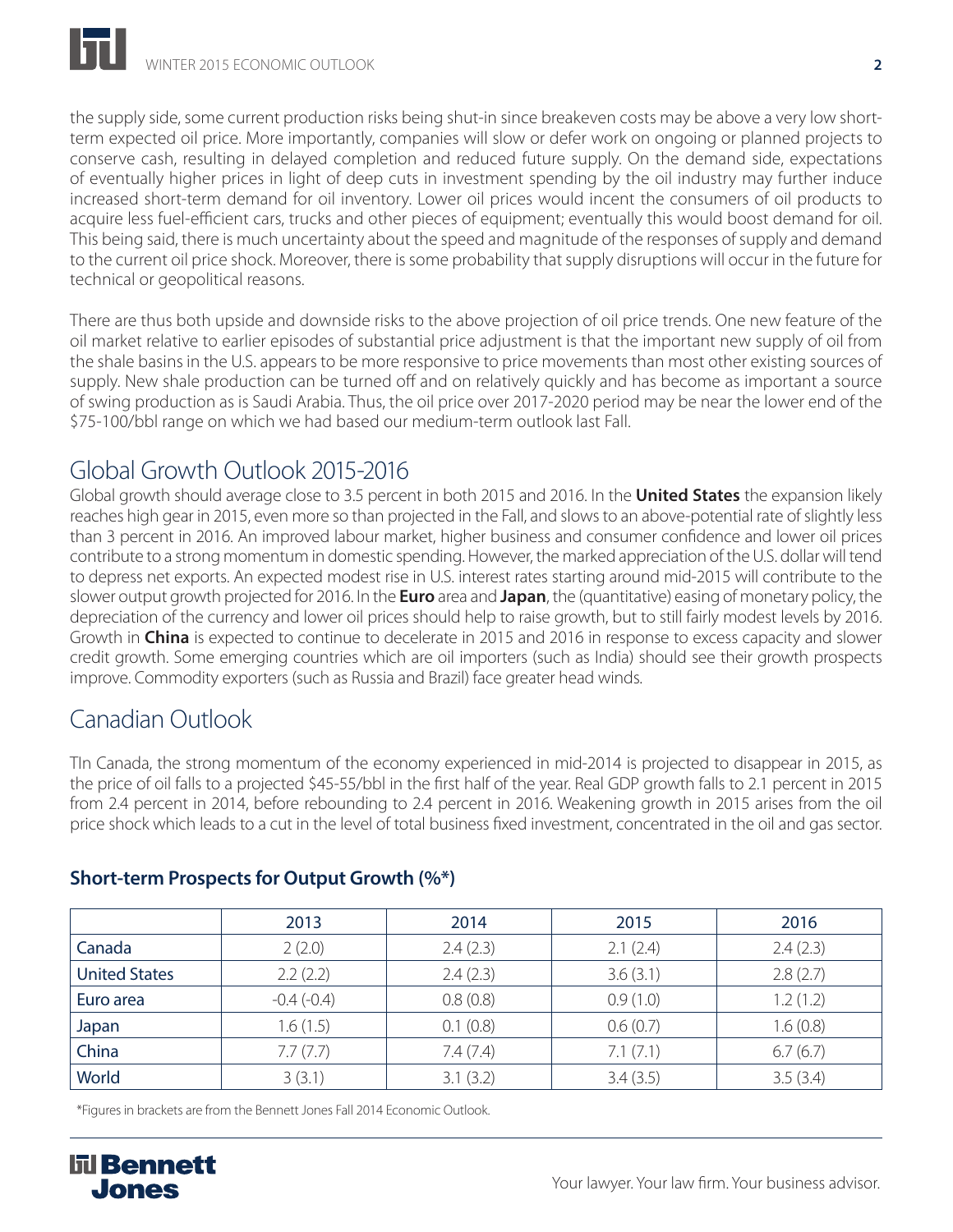the supply side, some current production risks being shut-in since breakeven costs may be above a very low short-term expected oil price. More importantly, companies will slow or defer work on ongoing or planned projects to conserve cash, resulting in delayed completion and reduced future supply. On the demand side, expectations of eventually higher prices in light of deep cuts in investment spending by the oil industry may further induce increased short-term demand for oil inventory. Lower oil prices would incent the consumers of oil products to acquire less fuel-efficient cars, trucks and other pieces of equipment; eventually this would boost demand for oil. This being said, there is much uncertainty about the speed and magnitude of the responses of supply and demand to the current oil price shock. Moreover, there is some probability that supply disruptions will occur in the future for technical or geopolitical reasons.

There are thus both upside and downside risks to the above projection of oil price trends. One new feature of the oil market relative to earlier episodes of substantial price adjustment is that the important new supply of oil from the shale basins in the U.S. appears to be more responsive to price movements than most other existing sources of supply. New shale production can be turned off and on relatively quickly and has become as important a source of swing production as is Saudi Arabia. Thus, the oil price over 2017-2020 period may be near the lower end of the $75-100/bbl range on which we had based our medium-term outlook last Fall.

## Global Growth Outlook 2015-2016

Global growth should average close to 3.5 percent in both 2015 and 2016. In the **United States** the expansion likely reaches high gear in 2015, even more so than projected in the Fall, and slows to an above-potential rate of slightly less than 3 percent in 2016. An improved labour market, higher business and consumer confidence and lower oil prices contribute to a strong momentum in domestic spending. However, the marked appreciation of the U.S. dollar will tend to depress net exports. An expected modest rise in U.S. interest rates starting around mid-2015 will contribute to the slower output growth projected for 2016. In the **Euro** area and **Japan**, the (quantitative) easing of monetary policy, the depreciation of the currency and lower oil prices should help to raise growth, but to still fairly modest levels by 2016. Growth in **China** is expected to continue to decelerate in 2015 and 2016 in response to excess capacity and slower credit growth. Some emerging countries which are oil importers (such as India) should see their growth prospects improve. Commodity exporters (such as Russia and Brazil) face greater head winds.

## Canadian Outlook

TIn Canada, the strong momentum of the economy experienced in mid-2014 is projected to disappear in 2015, as the price of oil falls to a projected $45-55/bbl in the first half of the year. Real GDP growth falls to 2.1 percent in 2015 from 2.4 percent in 2014, before rebounding to 2.4 percent in 2016. Weakening growth in 2015 arises from the oil price shock which leads to a cut in the level of total business fixed investment, concentrated in the oil and gas sector.

### Short-term Prospects for Output Growth (%*)

| | 2013 | 2014 | 2015 | 2016 |
|---|---|---|---|---|
| Canada | 2 (2.0) | 2.4 (2.3) | 2.1 (2.4) | 2.4 (2.3) |
| United States | 2.2 (2.2) | 2.4 (2.3) | 3.6 (3.1) | 2.8 (2.7) |
| Euro area | -0.4 (-0.4) | 0.8 (0.8) | 0.9 (1.0) | 1.2 (1.2) |
| Japan | 1.6 (1.5) | 0.1 (0.8) | 0.6 (0.7) | 1.6 (0.8) |
| China | 7.7 (7.7) | 7.4 (7.4) | 7.1 (7.1) | 6.7 (6.7) |
| World | 3 (3.1) | 3.1 (3.2) | 3.4 (3.5) | 3.5 (3.4) |

*Figures in brackets are from the Bennett Jones Fall 2014 Economic Outlook.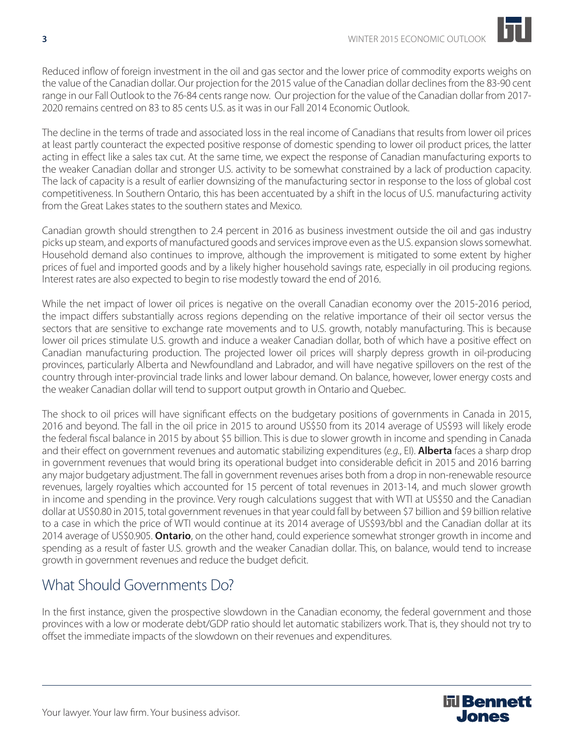Reduced inflow of foreign investment in the oil and gas sector and the lower price of commodity exports weighs on the value of the Canadian dollar. Our projection for the 2015 value of the Canadian dollar declines from the 83-90 cent range in our Fall Outlook to the 76-84 cents range now. Our projection for the value of the Canadian dollar from 2017-2020 remains centred on 83 to 85 cents U.S. as it was in our Fall 2014 Economic Outlook.

The decline in the terms of trade and associated loss in the real income of Canadians that results from lower oil prices at least partly counteract the expected positive response of domestic spending to lower oil product prices, the latter acting in effect like a sales tax cut. At the same time, we expect the response of Canadian manufacturing exports to the weaker Canadian dollar and stronger U.S. activity to be somewhat constrained by a lack of production capacity. The lack of capacity is a result of earlier downsizing of the manufacturing sector in response to the loss of global cost competitiveness. In Southern Ontario, this has been accentuated by a shift in the locus of U.S. manufacturing activity from the Great Lakes states to the southern states and Mexico.

Canadian growth should strengthen to 2.4 percent in 2016 as business investment outside the oil and gas industry picks up steam, and exports of manufactured goods and services improve even as the U.S. expansion slows somewhat. Household demand also continues to improve, although the improvement is mitigated to some extent by higher prices of fuel and imported goods and by a likely higher household savings rate, especially in oil producing regions. Interest rates are also expected to begin to rise modestly toward the end of 2016.

While the net impact of lower oil prices is negative on the overall Canadian economy over the 2015-2016 period, the impact differs substantially across regions depending on the relative importance of their oil sector versus the sectors that are sensitive to exchange rate movements and to U.S. growth, notably manufacturing. This is because lower oil prices stimulate U.S. growth and induce a weaker Canadian dollar, both of which have a positive effect on Canadian manufacturing production. The projected lower oil prices will sharply depress growth in oil-producing provinces, particularly Alberta and Newfoundland and Labrador, and will have negative spillovers on the rest of the country through inter-provincial trade links and lower labour demand. On balance, however, lower energy costs and the weaker Canadian dollar will tend to support output growth in Ontario and Quebec.

The shock to oil prices will have significant effects on the budgetary positions of governments in Canada in 2015, 2016 and beyond. The fall in the oil price in 2015 to around US$50 from its 2014 average of US$93 will likely erode the federal fiscal balance in 2015 by about $5 billion. This is due to slower growth in income and spending in Canada and their effect on government revenues and automatic stabilizing expenditures (*e.g.*, EI). **Alberta** faces a sharp drop in government revenues that would bring its operational budget into considerable deficit in 2015 and 2016 barring any major budgetary adjustment. The fall in government revenues arises both from a drop in non-renewable resource revenues, largely royalties which accounted for 15 percent of total revenues in 2013-14, and much slower growth in income and spending in the province. Very rough calculations suggest that with WTI at US$50 and the Canadian dollar at US$0.80 in 2015, total government revenues in that year could fall by between $7 billion and $9 billion relative to a case in which the price of WTI would continue at its 2014 average of US$93/bbl and the Canadian dollar at its 2014 average of US$0.905. **Ontario**, on the other hand, could experience somewhat stronger growth in income and spending as a result of faster U.S. growth and the weaker Canadian dollar. This, on balance, would tend to increase growth in government revenues and reduce the budget deficit.

## What Should Governments Do?

In the first instance, given the prospective slowdown in the Canadian economy, the federal government and those provinces with a low or moderate debt/GDP ratio should let automatic stabilizers work. That is, they should not try to offset the immediate impacts of the slowdown on their revenues and expenditures.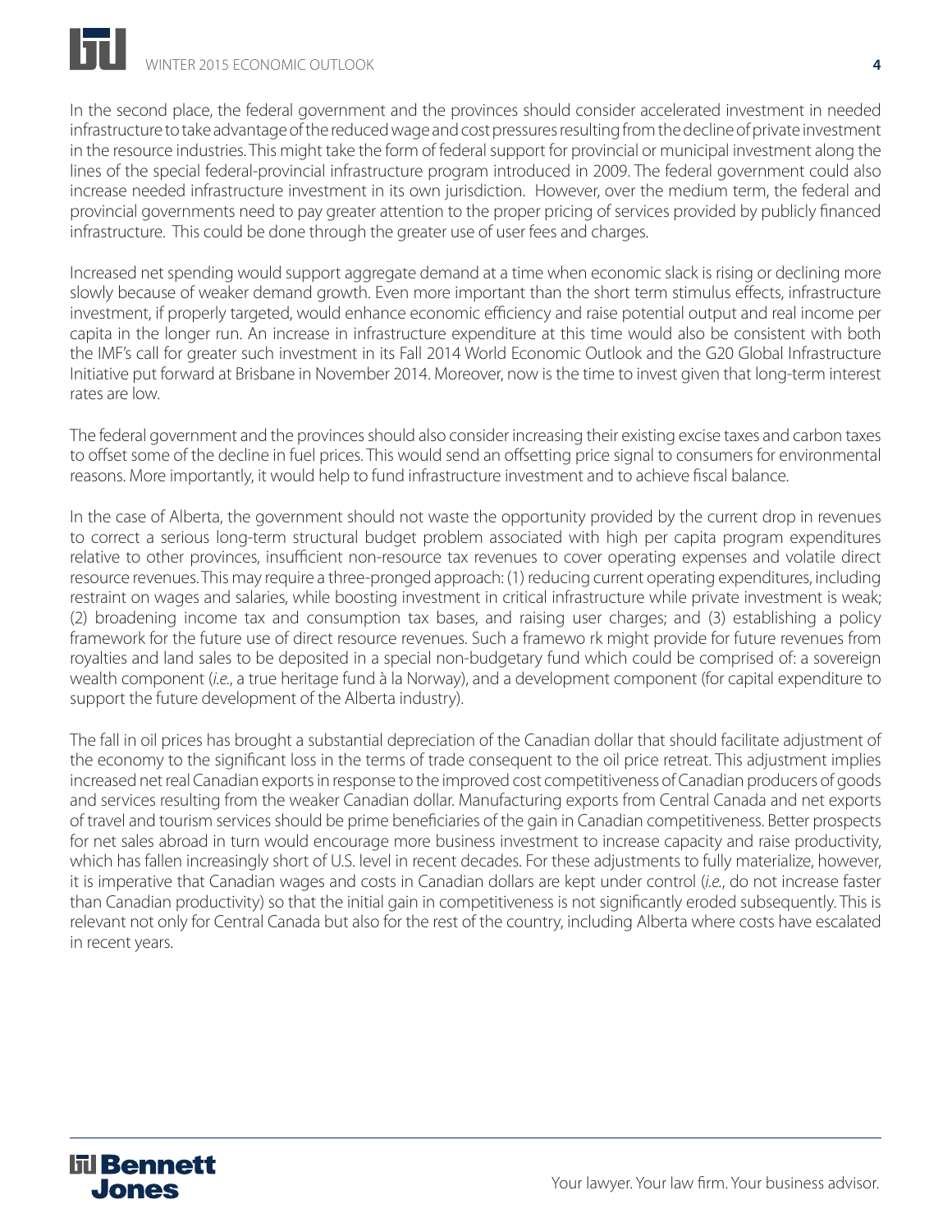In the second place, the federal government and the provinces should consider accelerated investment in needed infrastructure to take advantage of the reduced wage and cost pressures resulting from the decline of private investment in the resource industries. This might take the form of federal support for provincial or municipal investment along the lines of the special federal-provincial infrastructure program introduced in 2009. The federal government could also increase needed infrastructure investment in its own jurisdiction. However, over the medium term, the federal and provincial governments need to pay greater attention to the proper pricing of services provided by publicly financed infrastructure. This could be done through the greater use of user fees and charges.

Increased net spending would support aggregate demand at a time when economic slack is rising or declining more slowly because of weaker demand growth. Even more important than the short term stimulus effects, infrastructure investment, if properly targeted, would enhance economic efficiency and raise potential output and real income per capita in the longer run. An increase in infrastructure expenditure at this time would also be consistent with both the IMF's call for greater such investment in its Fall 2014 World Economic Outlook and the G20 Global Infrastructure Initiative put forward at Brisbane in November 2014. Moreover, now is the time to invest given that long-term interest rates are low.

The federal government and the provinces should also consider increasing their existing excise taxes and carbon taxes to offset some of the decline in fuel prices. This would send an offsetting price signal to consumers for environmental reasons. More importantly, it would help to fund infrastructure investment and to achieve fiscal balance.

In the case of Alberta, the government should not waste the opportunity provided by the current drop in revenues to correct a serious long-term structural budget problem associated with high per capita program expenditures relative to other provinces, insufficient non-resource tax revenues to cover operating expenses and volatile direct resource revenues. This may require a three-pronged approach: (1) reducing current operating expenditures, including restraint on wages and salaries, while boosting investment in critical infrastructure while private investment is weak; (2) broadening income tax and consumption tax bases, and raising user charges; and (3) establishing a policy framework for the future use of direct resource revenues. Such a framewo rk might provide for future revenues from royalties and land sales to be deposited in a special non-budgetary fund which could be comprised of: a sovereign wealth component (*i.e.*, a true heritage fund à la Norway), and a development component (for capital expenditure to support the future development of the Alberta industry).

The fall in oil prices has brought a substantial depreciation of the Canadian dollar that should facilitate adjustment of the economy to the significant loss in the terms of trade consequent to the oil price retreat. This adjustment implies increased net real Canadian exports in response to the improved cost competitiveness of Canadian producers of goods and services resulting from the weaker Canadian dollar. Manufacturing exports from Central Canada and net exports of travel and tourism services should be prime beneficiaries of the gain in Canadian competitiveness. Better prospects for net sales abroad in turn would encourage more business investment to increase capacity and raise productivity, which has fallen increasingly short of U.S. level in recent decades. For these adjustments to fully materialize, however, it is imperative that Canadian wages and costs in Canadian dollars are kept under control (*i.e.*, do not increase faster than Canadian productivity) so that the initial gain in competitiveness is not significantly eroded subsequently. This is relevant not only for Central Canada but also for the rest of the country, including Alberta where costs have escalated in recent years.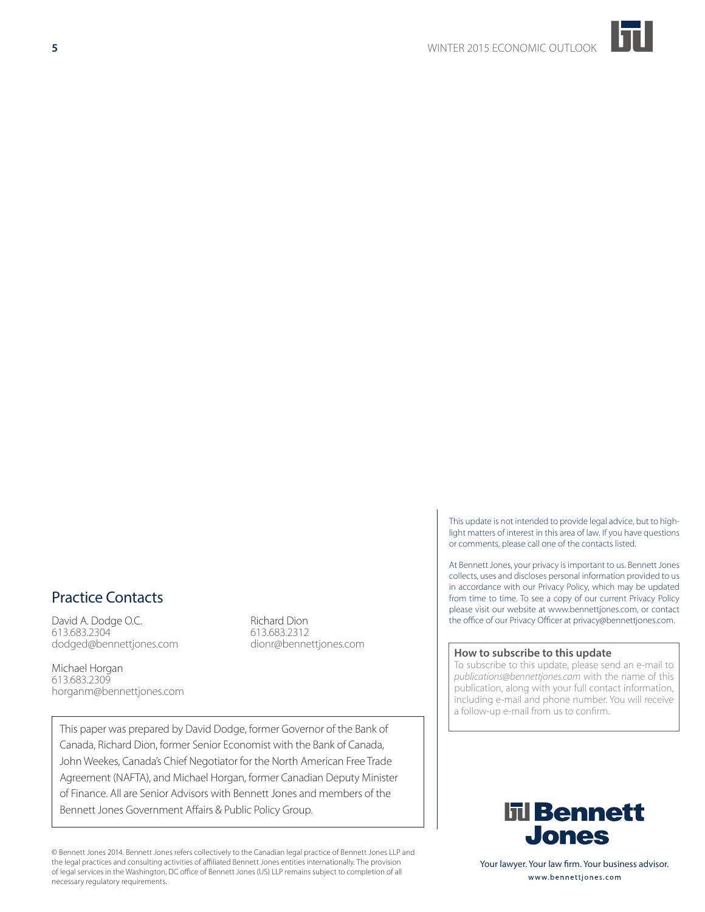## Practice Contacts

David A. Dodge O.C.
613.683.2304
dodged@bennettjones.com

Richard Dion
613.683.2312
dionr@bennettjones.com

Michael Horgan
613.683.2309
horganm@bennettjones.com

This paper was prepared by David Dodge, former Governor of the Bank of Canada, Richard Dion, former Senior Economist with the Bank of Canada, John Weekes, Canada's Chief Negotiator for the North American Free Trade Agreement (NAFTA), and Michael Horgan, former Canadian Deputy Minister of Finance. All are Senior Advisors with Bennett Jones and members of the Bennett Jones Government Affairs & Public Policy Group.

This update is not intended to provide legal advice, but to highlight matters of interest in this area of law. If you have questions or comments, please call one of the contacts listed.

At Bennett Jones, your privacy is important to us. Bennett Jones collects, uses and discloses personal information provided to us in accordance with our Privacy Policy, which may be updated from time to time. To see a copy of our current Privacy Policy please visit our website at www.bennettjones.com, or contact the office of our Privacy Officer at privacy@bennettjones.com.

**How to subscribe to this update**

To subscribe to this update, please send an e-mail to *publications@bennettjones.com* with the name of this publication, along with your full contact information, including e-mail and phone number. You will receive a follow-up e-mail from us to confirm.

Bennett Jones

Your lawyer. Your law firm. Your business advisor.
www.bennettjones.com

© Bennett Jones 2014. Bennett Jones refers collectively to the Canadian legal practice of Bennett Jones LLP and the legal practices and consulting activities of affiliated Bennett Jones entities internationally. The provision of legal services in the Washington, DC office of Bennett Jones (US) LLP remains subject to completion of all necessary regulatory requirements.